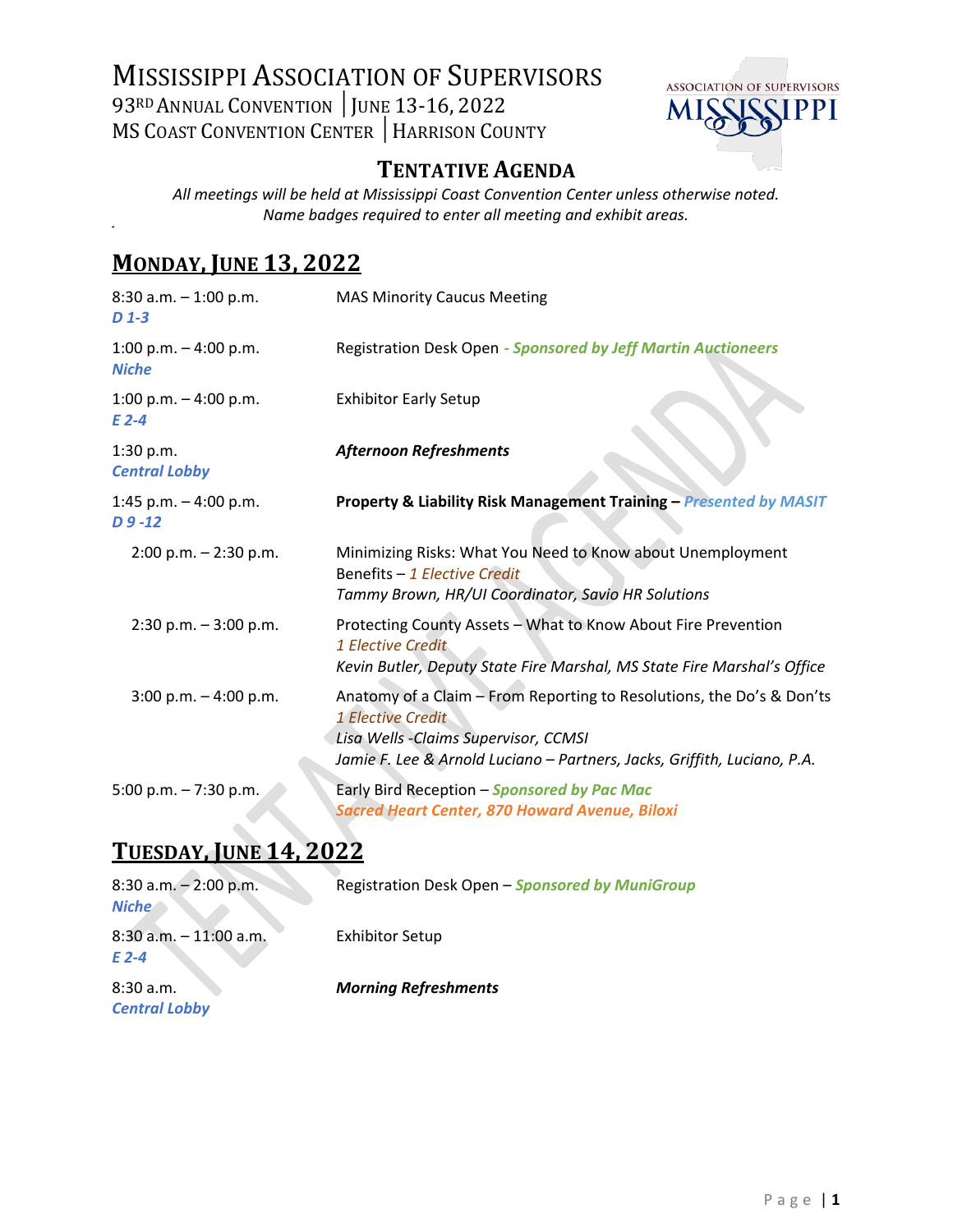# Mississippi Association of Supervisors

93RD Annual Convention | June 13-16, 2022
MS Coast Convention Center | Harrison County

## Tentative Agenda

*All meetings will be held at Mississippi Coast Convention Center unless otherwise noted.*
*Name badges required to enter all meeting and exhibit areas.*

## Monday, June 13, 2022

8:30 a.m. – 1:00 p.m. — MAS Minority Caucus Meeting
*D 1-3*

1:00 p.m. – 4:00 p.m. — Registration Desk Open *- Sponsored by Jeff Martin Auctioneers*
*Niche*

1:00 p.m. – 4:00 p.m. — Exhibitor Early Setup
*E 2-4*

1:30 p.m. — ***Afternoon Refreshments***
*Central Lobby*

1:45 p.m. – 4:00 p.m. — **Property & Liability Risk Management Training –** *Presented by MASIT*
*D 9 -12*

- 2:00 p.m. – 2:30 p.m. — Minimizing Risks: What You Need to Know about Unemployment Benefits – *1 Elective Credit*
  *Tammy Brown, HR/UI Coordinator, Savio HR Solutions*
- 2:30 p.m. – 3:00 p.m. — Protecting County Assets – What to Know About Fire Prevention
  *1 Elective Credit*
  *Kevin Butler, Deputy State Fire Marshal, MS State Fire Marshal's Office*
- 3:00 p.m. – 4:00 p.m. — Anatomy of a Claim – From Reporting to Resolutions, the Do's & Don'ts
  *1 Elective Credit*
  *Lisa Wells -Claims Supervisor, CCMSI*
  *Jamie F. Lee & Arnold Luciano – Partners, Jacks, Griffith, Luciano, P.A.*

5:00 p.m. – 7:30 p.m. — Early Bird Reception – *Sponsored by Pac Mac*
*Sacred Heart Center, 870 Howard Avenue, Biloxi*

## Tuesday, June 14, 2022

8:30 a.m. – 2:00 p.m. — Registration Desk Open – *Sponsored by MuniGroup*
*Niche*

8:30 a.m. – 11:00 a.m. — Exhibitor Setup
*E 2-4*

8:30 a.m. — ***Morning Refreshments***
*Central Lobby*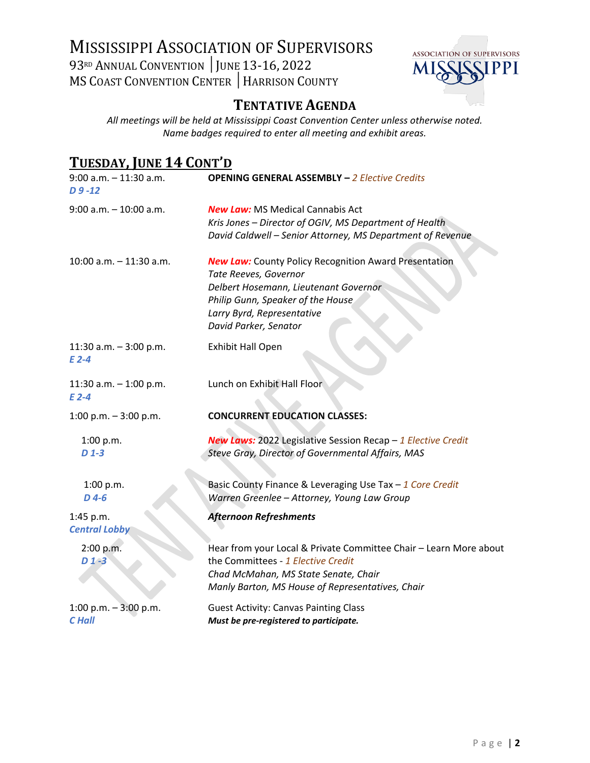# Mississippi Association of Supervisors

93RD Annual Convention | June 13-16, 2022
MS Coast Convention Center | Harrison County

## Tentative Agenda

*All meetings will be held at Mississippi Coast Convention Center unless otherwise noted.*
*Name badges required to enter all meeting and exhibit areas.*

## Tuesday, June 14 Cont'd

| Time / Location | Event |
|---|---|
| 9:00 a.m. – 11:30 a.m.<br>*D 9-12* | **OPENING GENERAL ASSEMBLY –** *2 Elective Credits* |
| 9:00 a.m. – 10:00 a.m. | ***New Law:*** MS Medical Cannabis Act<br>*Kris Jones – Director of OGIV, MS Department of Health*<br>*David Caldwell – Senior Attorney, MS Department of Revenue* |
| 10:00 a.m. – 11:30 a.m. | ***New Law:*** County Policy Recognition Award Presentation<br>*Tate Reeves, Governor*<br>*Delbert Hosemann, Lieutenant Governor*<br>*Philip Gunn, Speaker of the House*<br>*Larry Byrd, Representative*<br>*David Parker, Senator* |
| 11:30 a.m. – 3:00 p.m.<br>*E 2-4* | Exhibit Hall Open |
| 11:30 a.m. – 1:00 p.m.<br>*E 2-4* | Lunch on Exhibit Hall Floor |
| 1:00 p.m. – 3:00 p.m. | **CONCURRENT EDUCATION CLASSES:** |
| 1:00 p.m.<br>*D 1-3* | ***New Laws:*** 2022 Legislative Session Recap – *1 Elective Credit*<br>*Steve Gray, Director of Governmental Affairs, MAS* |
| 1:00 p.m.<br>*D 4-6* | Basic County Finance & Leveraging Use Tax – *1 Core Credit*<br>*Warren Greenlee – Attorney, Young Law Group* |
| 1:45 p.m.<br>*Central Lobby* | ***Afternoon Refreshments*** |
| 2:00 p.m.<br>*D 1-3* | Hear from your Local & Private Committee Chair – Learn More about the Committees - *1 Elective Credit*<br>*Chad McMahan, MS State Senate, Chair*<br>*Manly Barton, MS House of Representatives, Chair* |
| 1:00 p.m. – 3:00 p.m.<br>*C Hall* | Guest Activity: Canvas Painting Class<br>***Must be pre-registered to participate.*** |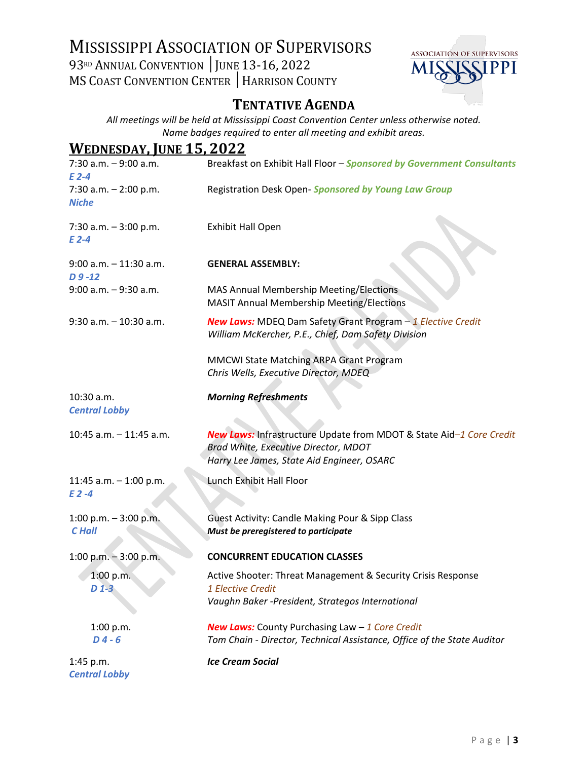# Mississippi Association of Supervisors

93rd Annual Convention | June 13-16, 2022
MS Coast Convention Center | Harrison County

## Tentative Agenda

*All meetings will be held at Mississippi Coast Convention Center unless otherwise noted.*
*Name badges required to enter all meeting and exhibit areas.*

## Wednesday, June 15, 2022

**7:30 a.m. – 9:00 a.m.** — *E 2-4*
Breakfast on Exhibit Hall Floor – ***Sponsored by Government Consultants***

**7:30 a.m. – 2:00 p.m.** — *Niche*
Registration Desk Open- ***Sponsored by Young Law Group***

**7:30 a.m. – 3:00 p.m.** — *E 2-4*
Exhibit Hall Open

**9:00 a.m. – 11:30 a.m.** — *D 9 -12*
**GENERAL ASSEMBLY:**

**9:00 a.m. – 9:30 a.m.**
MAS Annual Membership Meeting/Elections
MASIT Annual Membership Meeting/Elections

**9:30 a.m. – 10:30 a.m.**
***New Laws:*** MDEQ Dam Safety Grant Program – *1 Elective Credit*
*William McKercher, P.E., Chief, Dam Safety Division*

MMCWI State Matching ARPA Grant Program
*Chris Wells, Executive Director, MDEQ*

**10:30 a.m.** — *Central Lobby*
***Morning Refreshments***

**10:45 a.m. – 11:45 a.m.**
***New Laws:*** Infrastructure Update from MDOT & State Aid–*1 Core Credit*
*Brad White, Executive Director, MDOT*
*Harry Lee James, State Aid Engineer, OSARC*

**11:45 a.m. – 1:00 p.m.** — *E 2 -4*
Lunch Exhibit Hall Floor

**1:00 p.m. – 3:00 p.m.** — *C Hall*
Guest Activity: Candle Making Pour & Sipp Class
***Must be preregistered to participate***

**1:00 p.m. – 3:00 p.m.**
**CONCURRENT EDUCATION CLASSES**

- **1:00 p.m.** — *D 1-3*
  Active Shooter: Threat Management & Security Crisis Response
  *1 Elective Credit*
  *Vaughn Baker -President, Strategos International*

- **1:00 p.m.** — *D 4 - 6*
  ***New Laws:*** County Purchasing Law – *1 Core Credit*
  *Tom Chain - Director, Technical Assistance, Office of the State Auditor*

**1:45 p.m.** — *Central Lobby*
***Ice Cream Social***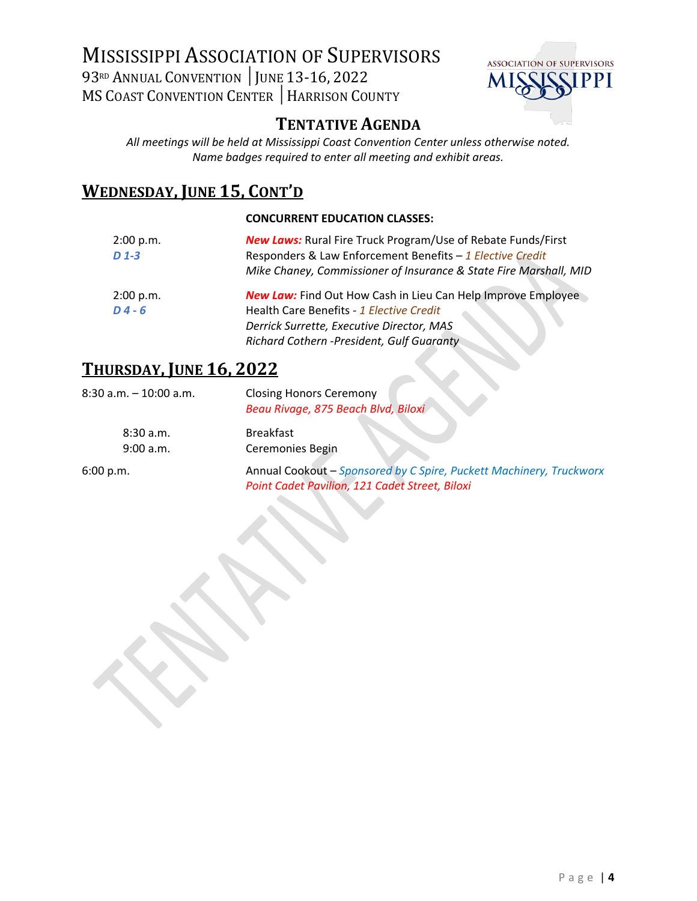# Mississippi Association of Supervisors

93RD Annual Convention | June 13-16, 2022
MS Coast Convention Center | Harrison County

## Tentative Agenda

*All meetings will be held at Mississippi Coast Convention Center unless otherwise noted.*
*Name badges required to enter all meeting and exhibit areas.*

## Wednesday, June 15, Cont'd

**CONCURRENT EDUCATION CLASSES:**

2:00 p.m.
*D 1-3*

***New Laws:*** Rural Fire Truck Program/Use of Rebate Funds/First Responders & Law Enforcement Benefits – *1 Elective Credit*
*Mike Chaney, Commissioner of Insurance & State Fire Marshall, MID*

2:00 p.m.
*D 4 - 6*

***New Law:*** Find Out How Cash in Lieu Can Help Improve Employee Health Care Benefits - *1 Elective Credit*
*Derrick Surrette, Executive Director, MAS*
*Richard Cothern -President, Gulf Guaranty*

## Thursday, June 16, 2022

8:30 a.m. – 10:00 a.m. — Closing Honors Ceremony
*Beau Rivage, 875 Beach Blvd, Biloxi*

- 8:30 a.m. — Breakfast
- 9:00 a.m. — Ceremonies Begin

6:00 p.m. — Annual Cookout – *Sponsored by C Spire, Puckett Machinery, Truckworx*
*Point Cadet Pavilion, 121 Cadet Street, Biloxi*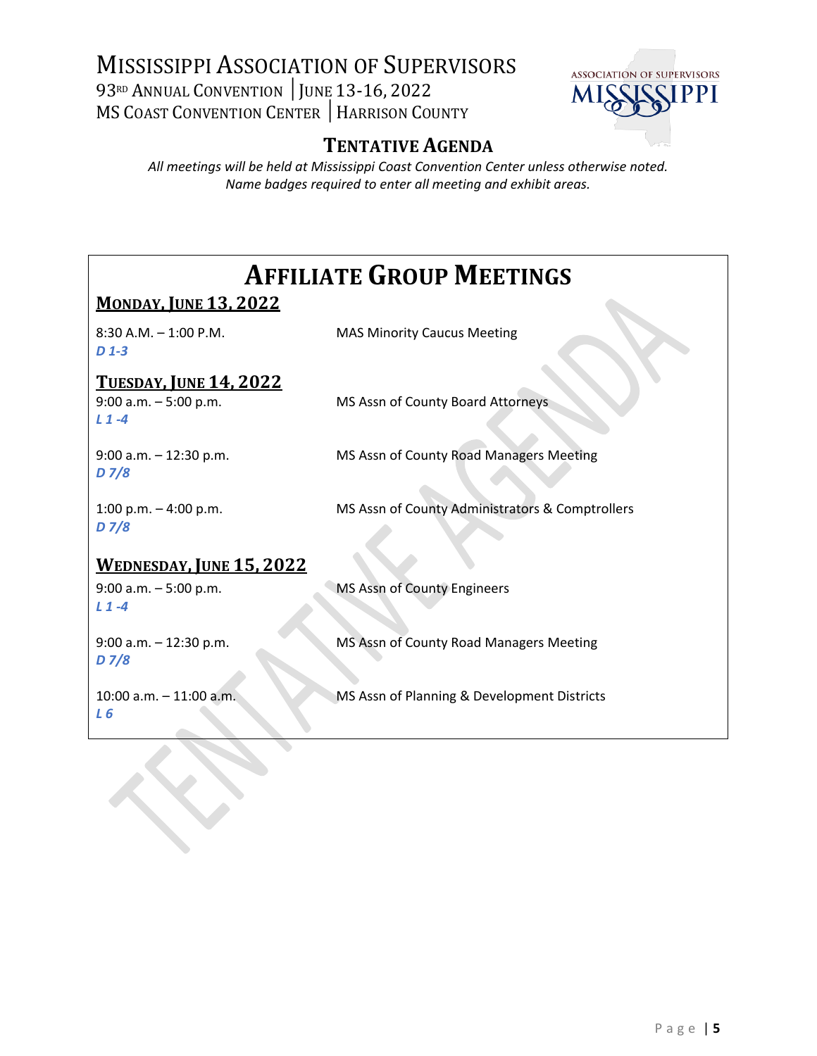# Mississippi Association of Supervisors

93rd Annual Convention | June 13-16, 2022
MS Coast Convention Center | Harrison County

## Tentative Agenda

*All meetings will be held at Mississippi Coast Convention Center unless otherwise noted.*
*Name badges required to enter all meeting and exhibit areas.*

## Affiliate Group Meetings

### Monday, June 13, 2022

8:30 A.M. – 1:00 P.M. — MAS Minority Caucus Meeting
***D 1-3***

### Tuesday, June 14, 2022

9:00 a.m. – 5:00 p.m. — MS Assn of County Board Attorneys
***L 1 -4***

9:00 a.m. – 12:30 p.m. — MS Assn of County Road Managers Meeting
***D 7/8***

1:00 p.m. – 4:00 p.m. — MS Assn of County Administrators & Comptrollers
***D 7/8***

### Wednesday, June 15, 2022

9:00 a.m. – 5:00 p.m. — MS Assn of County Engineers
***L 1 -4***

9:00 a.m. – 12:30 p.m. — MS Assn of County Road Managers Meeting
***D 7/8***

10:00 a.m. – 11:00 a.m. — MS Assn of Planning & Development Districts
***L 6***